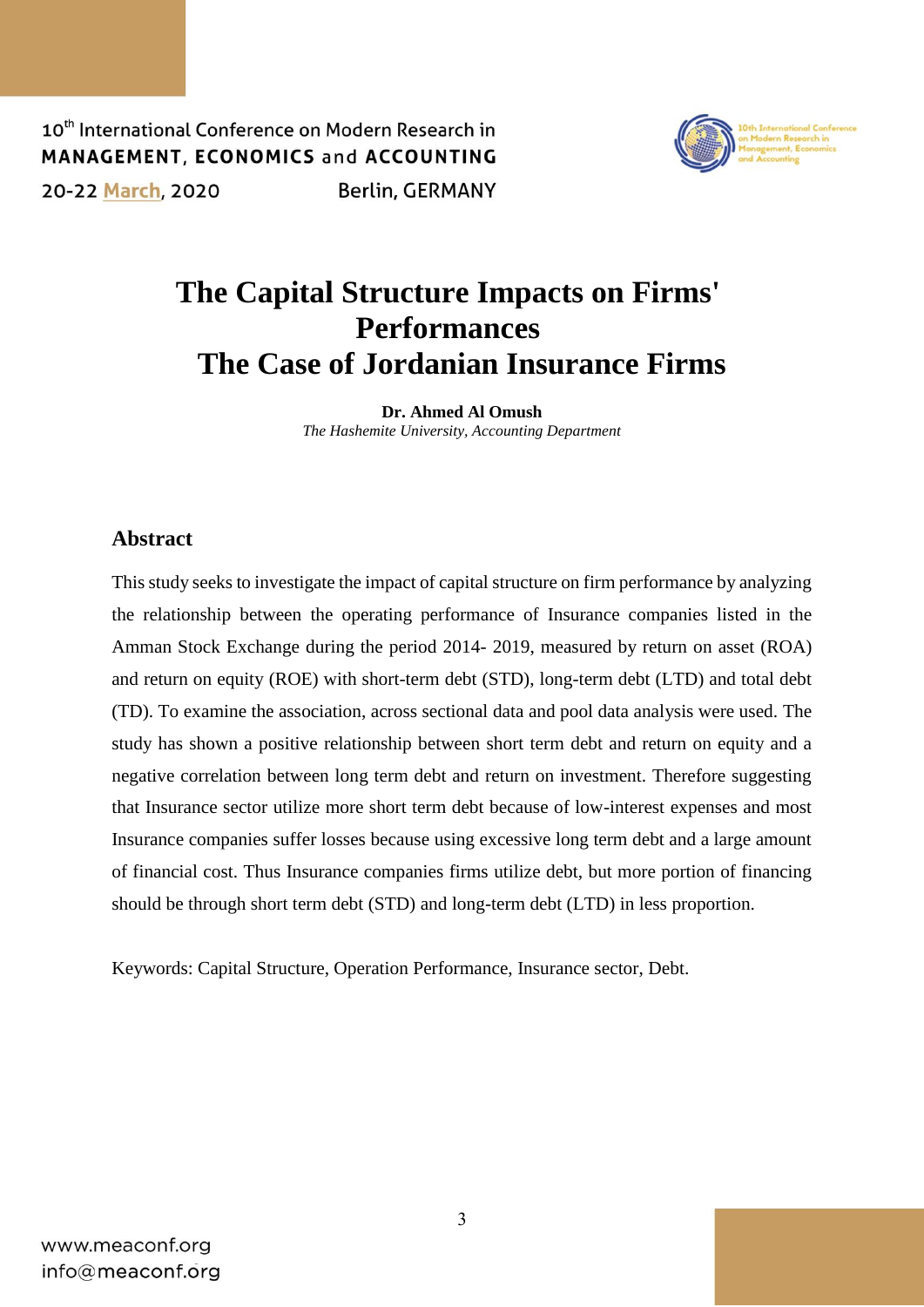# The Capital Structure Impacts on Firms' Performances
# The Case of Jordanian Insurance Firms

**Dr. Ahmed Al Omush**
*The Hashemite University, Accounting Department*

## Abstract

This study seeks to investigate the impact of capital structure on firm performance by analyzing the relationship between the operating performance of Insurance companies listed in the Amman Stock Exchange during the period 2014- 2019, measured by return on asset (ROA) and return on equity (ROE) with short-term debt (STD), long-term debt (LTD) and total debt (TD). To examine the association, across sectional data and pool data analysis were used. The study has shown a positive relationship between short term debt and return on equity and a negative correlation between long term debt and return on investment. Therefore suggesting that Insurance sector utilize more short term debt because of low-interest expenses and most Insurance companies suffer losses because using excessive long term debt and a large amount of financial cost. Thus Insurance companies firms utilize debt, but more portion of financing should be through short term debt (STD) and long-term debt (LTD) in less proportion.

Keywords: Capital Structure, Operation Performance, Insurance sector, Debt.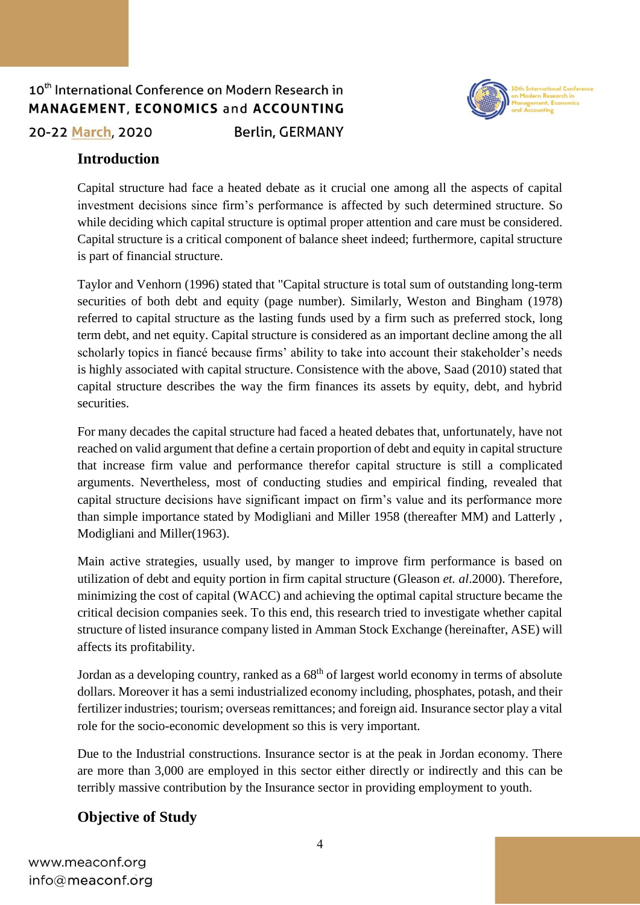## Introduction

Capital structure had face a heated debate as it crucial one among all the aspects of capital investment decisions since firm's performance is affected by such determined structure. So while deciding which capital structure is optimal proper attention and care must be considered. Capital structure is a critical component of balance sheet indeed; furthermore, capital structure is part of financial structure.

Taylor and Venhorn (1996) stated that "Capital structure is total sum of outstanding long-term securities of both debt and equity (page number). Similarly, Weston and Bingham (1978) referred to capital structure as the lasting funds used by a firm such as preferred stock, long term debt, and net equity. Capital structure is considered as an important decline among the all scholarly topics in fiancé because firms' ability to take into account their stakeholder's needs is highly associated with capital structure. Consistence with the above, Saad (2010) stated that capital structure describes the way the firm finances its assets by equity, debt, and hybrid securities.

For many decades the capital structure had faced a heated debates that, unfortunately, have not reached on valid argument that define a certain proportion of debt and equity in capital structure that increase firm value and performance therefor capital structure is still a complicated arguments. Nevertheless, most of conducting studies and empirical finding, revealed that capital structure decisions have significant impact on firm's value and its performance more than simple importance stated by Modigliani and Miller 1958 (thereafter MM) and Latterly , Modigliani and Miller(1963).

Main active strategies, usually used, by manger to improve firm performance is based on utilization of debt and equity portion in firm capital structure (Gleason *et. al*.2000). Therefore, minimizing the cost of capital (WACC) and achieving the optimal capital structure became the critical decision companies seek. To this end, this research tried to investigate whether capital structure of listed insurance company listed in Amman Stock Exchange (hereinafter, ASE) will affects its profitability.

Jordan as a developing country, ranked as a 68th of largest world economy in terms of absolute dollars. Moreover it has a semi industrialized economy including, phosphates, potash, and their fertilizer industries; tourism; overseas remittances; and foreign aid. Insurance sector play a vital role for the socio-economic development so this is very important.

Due to the Industrial constructions. Insurance sector is at the peak in Jordan economy. There are more than 3,000 are employed in this sector either directly or indirectly and this can be terribly massive contribution by the Insurance sector in providing employment to youth.

## Objective of Study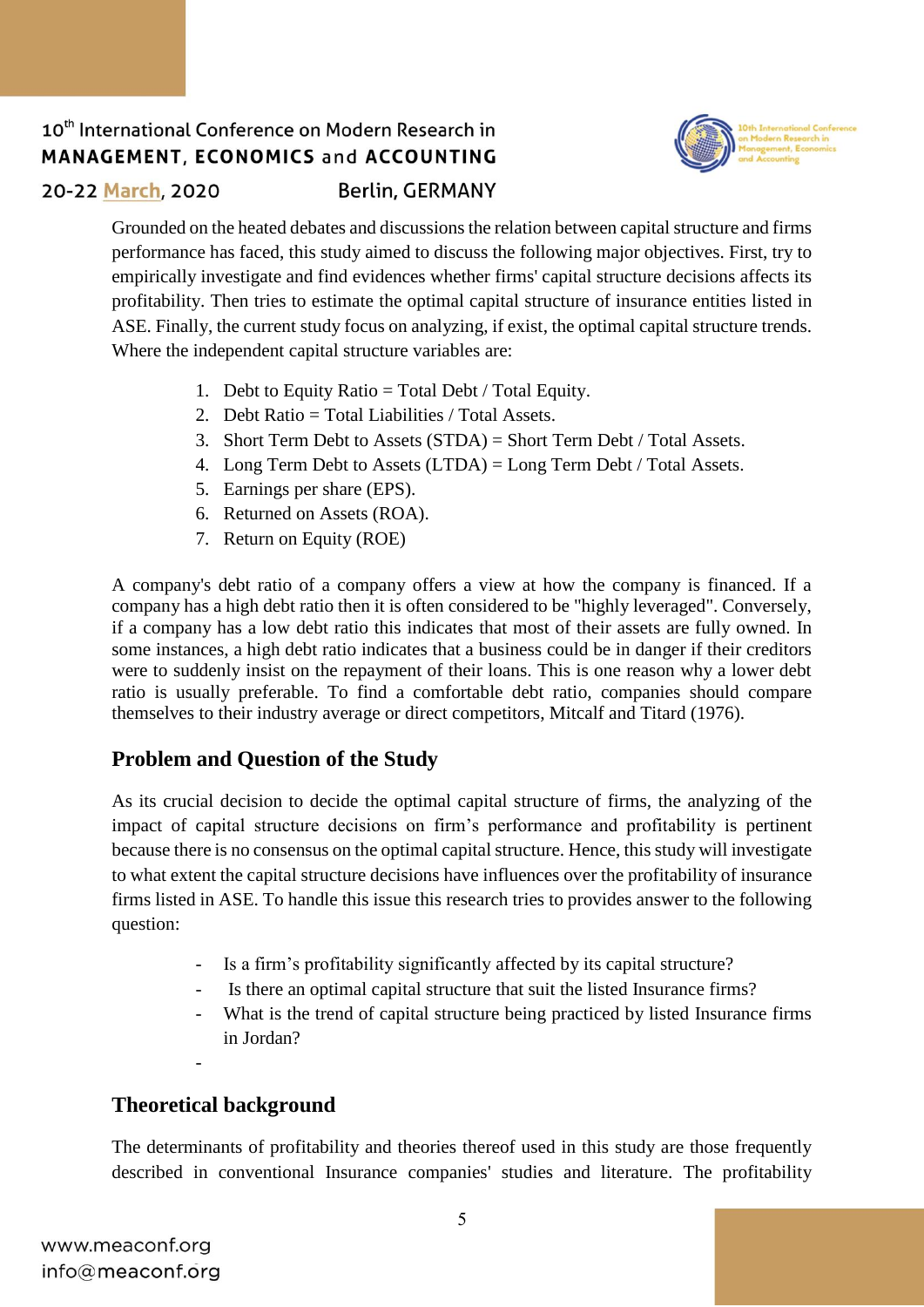Grounded on the heated debates and discussions the relation between capital structure and firms performance has faced, this study aimed to discuss the following major objectives. First, try to empirically investigate and find evidences whether firms' capital structure decisions affects its profitability. Then tries to estimate the optimal capital structure of insurance entities listed in ASE. Finally, the current study focus on analyzing, if exist, the optimal capital structure trends. Where the independent capital structure variables are:

1. Debt to Equity Ratio = Total Debt / Total Equity.
2. Debt Ratio = Total Liabilities / Total Assets.
3. Short Term Debt to Assets (STDA) = Short Term Debt / Total Assets.
4. Long Term Debt to Assets (LTDA) = Long Term Debt / Total Assets.
5. Earnings per share (EPS).
6. Returned on Assets (ROA).
7. Return on Equity (ROE)

A company's debt ratio of a company offers a view at how the company is financed. If a company has a high debt ratio then it is often considered to be "highly leveraged". Conversely, if a company has a low debt ratio this indicates that most of their assets are fully owned. In some instances, a high debt ratio indicates that a business could be in danger if their creditors were to suddenly insist on the repayment of their loans. This is one reason why a lower debt ratio is usually preferable. To find a comfortable debt ratio, companies should compare themselves to their industry average or direct competitors, Mitcalf and Titard (1976).

## Problem and Question of the Study

As its crucial decision to decide the optimal capital structure of firms, the analyzing of the impact of capital structure decisions on firm's performance and profitability is pertinent because there is no consensus on the optimal capital structure. Hence, this study will investigate to what extent the capital structure decisions have influences over the profitability of insurance firms listed in ASE. To handle this issue this research tries to provides answer to the following question:

- Is a firm's profitability significantly affected by its capital structure?
- Is there an optimal capital structure that suit the listed Insurance firms?
- What is the trend of capital structure being practiced by listed Insurance firms in Jordan?
-

## Theoretical background

The determinants of profitability and theories thereof used in this study are those frequently described in conventional Insurance companies' studies and literature. The profitability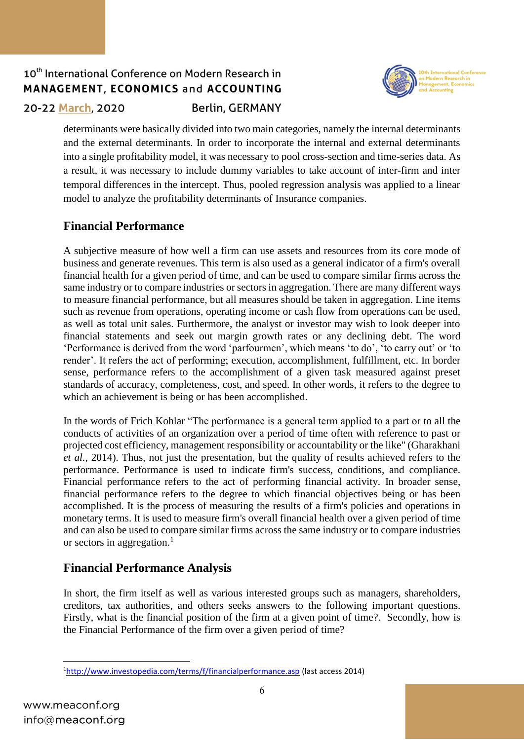determinants were basically divided into two main categories, namely the internal determinants and the external determinants. In order to incorporate the internal and external determinants into a single profitability model, it was necessary to pool cross-section and time-series data. As a result, it was necessary to include dummy variables to take account of inter-firm and inter temporal differences in the intercept. Thus, pooled regression analysis was applied to a linear model to analyze the profitability determinants of Insurance companies.

## Financial Performance

A subjective measure of how well a firm can use assets and resources from its core mode of business and generate revenues. This term is also used as a general indicator of a firm's overall financial health for a given period of time, and can be used to compare similar firms across the same industry or to compare industries or sectors in aggregation. There are many different ways to measure financial performance, but all measures should be taken in aggregation. Line items such as revenue from operations, operating income or cash flow from operations can be used, as well as total unit sales. Furthermore, the analyst or investor may wish to look deeper into financial statements and seek out margin growth rates or any declining debt. The word 'Performance is derived from the word 'parfourmen', which means 'to do', 'to carry out' or 'to render'. It refers the act of performing; execution, accomplishment, fulfillment, etc. In border sense, performance refers to the accomplishment of a given task measured against preset standards of accuracy, completeness, cost, and speed. In other words, it refers to the degree to which an achievement is being or has been accomplished.

In the words of Frich Kohlar "The performance is a general term applied to a part or to all the conducts of activities of an organization over a period of time often with reference to past or projected cost efficiency, management responsibility or accountability or the like" (Gharakhani *et al.*, 2014). Thus, not just the presentation, but the quality of results achieved refers to the performance. Performance is used to indicate firm's success, conditions, and compliance. Financial performance refers to the act of performing financial activity. In broader sense, financial performance refers to the degree to which financial objectives being or has been accomplished. It is the process of measuring the results of a firm's policies and operations in monetary terms. It is used to measure firm's overall financial health over a given period of time and can also be used to compare similar firms across the same industry or to compare industries or sectors in aggregation.[1]

## Financial Performance Analysis

In short, the firm itself as well as various interested groups such as managers, shareholders, creditors, tax authorities, and others seeks answers to the following important questions. Firstly, what is the financial position of the firm at a given point of time?. Secondly, how is the Financial Performance of the firm over a given period of time?

---

[1] http://www.investopedia.com/terms/f/financialperformance.asp (last access 2014)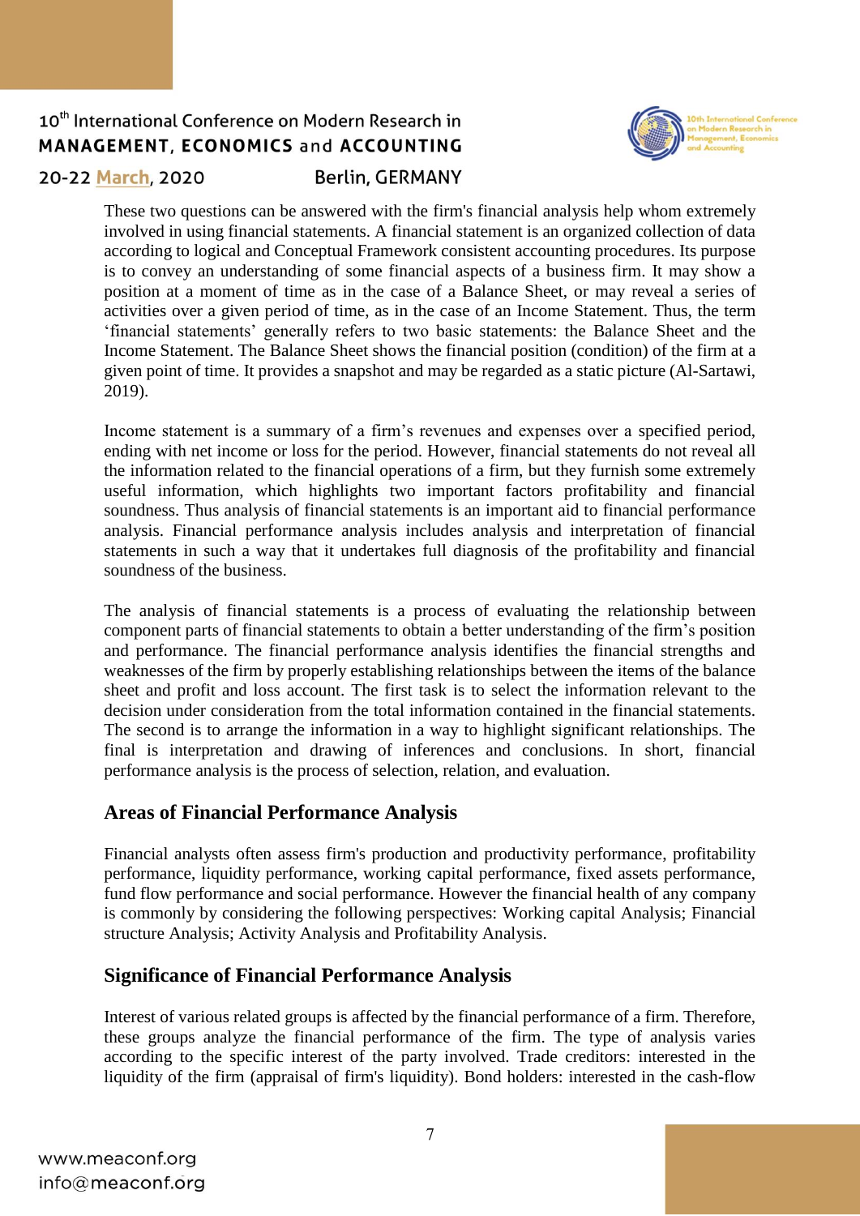These two questions can be answered with the firm's financial analysis help whom extremely involved in using financial statements. A financial statement is an organized collection of data according to logical and Conceptual Framework consistent accounting procedures. Its purpose is to convey an understanding of some financial aspects of a business firm. It may show a position at a moment of time as in the case of a Balance Sheet, or may reveal a series of activities over a given period of time, as in the case of an Income Statement. Thus, the term 'financial statements' generally refers to two basic statements: the Balance Sheet and the Income Statement. The Balance Sheet shows the financial position (condition) of the firm at a given point of time. It provides a snapshot and may be regarded as a static picture (Al-Sartawi, 2019).

Income statement is a summary of a firm's revenues and expenses over a specified period, ending with net income or loss for the period. However, financial statements do not reveal all the information related to the financial operations of a firm, but they furnish some extremely useful information, which highlights two important factors profitability and financial soundness. Thus analysis of financial statements is an important aid to financial performance analysis. Financial performance analysis includes analysis and interpretation of financial statements in such a way that it undertakes full diagnosis of the profitability and financial soundness of the business.

The analysis of financial statements is a process of evaluating the relationship between component parts of financial statements to obtain a better understanding of the firm's position and performance. The financial performance analysis identifies the financial strengths and weaknesses of the firm by properly establishing relationships between the items of the balance sheet and profit and loss account. The first task is to select the information relevant to the decision under consideration from the total information contained in the financial statements. The second is to arrange the information in a way to highlight significant relationships. The final is interpretation and drawing of inferences and conclusions. In short, financial performance analysis is the process of selection, relation, and evaluation.

## Areas of Financial Performance Analysis

Financial analysts often assess firm's production and productivity performance, profitability performance, liquidity performance, working capital performance, fixed assets performance, fund flow performance and social performance. However the financial health of any company is commonly by considering the following perspectives: Working capital Analysis; Financial structure Analysis; Activity Analysis and Profitability Analysis.

## Significance of Financial Performance Analysis

Interest of various related groups is affected by the financial performance of a firm. Therefore, these groups analyze the financial performance of the firm. The type of analysis varies according to the specific interest of the party involved. Trade creditors: interested in the liquidity of the firm (appraisal of firm's liquidity). Bond holders: interested in the cash-flow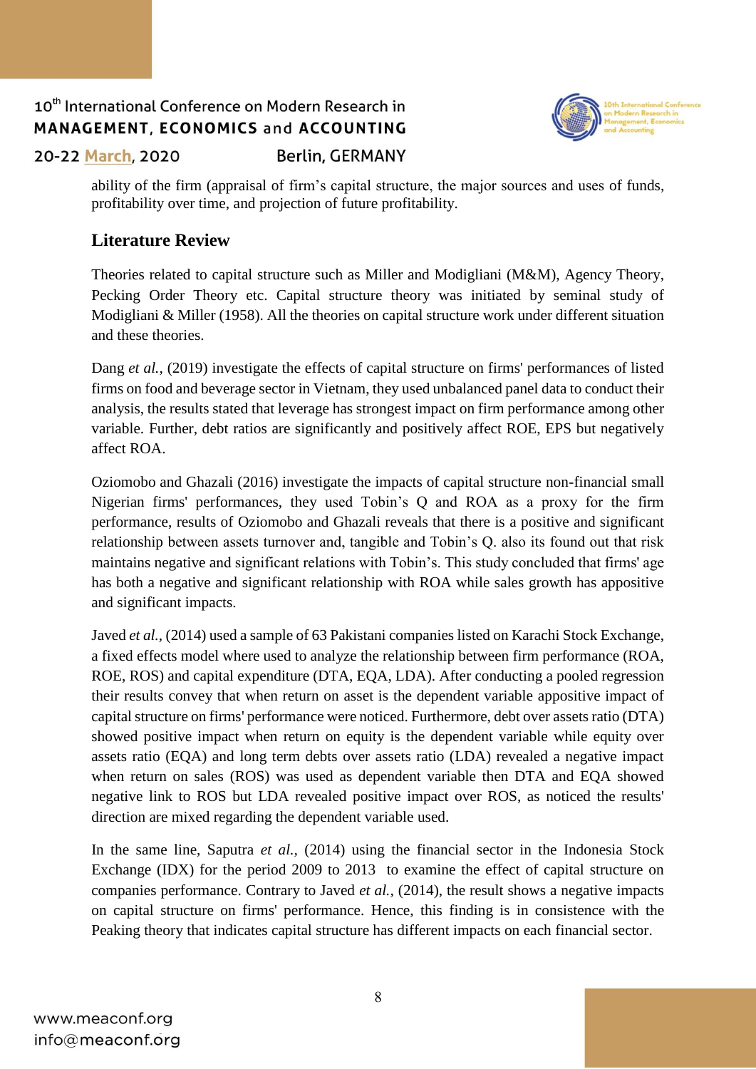ability of the firm (appraisal of firm's capital structure, the major sources and uses of funds, profitability over time, and projection of future profitability.

## Literature Review

Theories related to capital structure such as Miller and Modigliani (M&M), Agency Theory, Pecking Order Theory etc. Capital structure theory was initiated by seminal study of Modigliani & Miller (1958). All the theories on capital structure work under different situation and these theories.

Dang *et al.*, (2019) investigate the effects of capital structure on firms' performances of listed firms on food and beverage sector in Vietnam, they used unbalanced panel data to conduct their analysis, the results stated that leverage has strongest impact on firm performance among other variable. Further, debt ratios are significantly and positively affect ROE, EPS but negatively affect ROA.

Oziomobo and Ghazali (2016) investigate the impacts of capital structure non-financial small Nigerian firms' performances, they used Tobin's Q and ROA as a proxy for the firm performance, results of Oziomobo and Ghazali reveals that there is a positive and significant relationship between assets turnover and, tangible and Tobin's Q. also its found out that risk maintains negative and significant relations with Tobin's. This study concluded that firms' age has both a negative and significant relationship with ROA while sales growth has appositive and significant impacts.

Javed *et al.*, (2014) used a sample of 63 Pakistani companies listed on Karachi Stock Exchange, a fixed effects model where used to analyze the relationship between firm performance (ROA, ROE, ROS) and capital expenditure (DTA, EQA, LDA). After conducting a pooled regression their results convey that when return on asset is the dependent variable appositive impact of capital structure on firms' performance were noticed. Furthermore, debt over assets ratio (DTA) showed positive impact when return on equity is the dependent variable while equity over assets ratio (EQA) and long term debts over assets ratio (LDA) revealed a negative impact when return on sales (ROS) was used as dependent variable then DTA and EQA showed negative link to ROS but LDA revealed positive impact over ROS, as noticed the results' direction are mixed regarding the dependent variable used.

In the same line, Saputra *et al.*, (2014) using the financial sector in the Indonesia Stock Exchange (IDX) for the period 2009 to 2013 to examine the effect of capital structure on companies performance. Contrary to Javed *et al.*, (2014), the result shows a negative impacts on capital structure on firms' performance. Hence, this finding is in consistence with the Peaking theory that indicates capital structure has different impacts on each financial sector.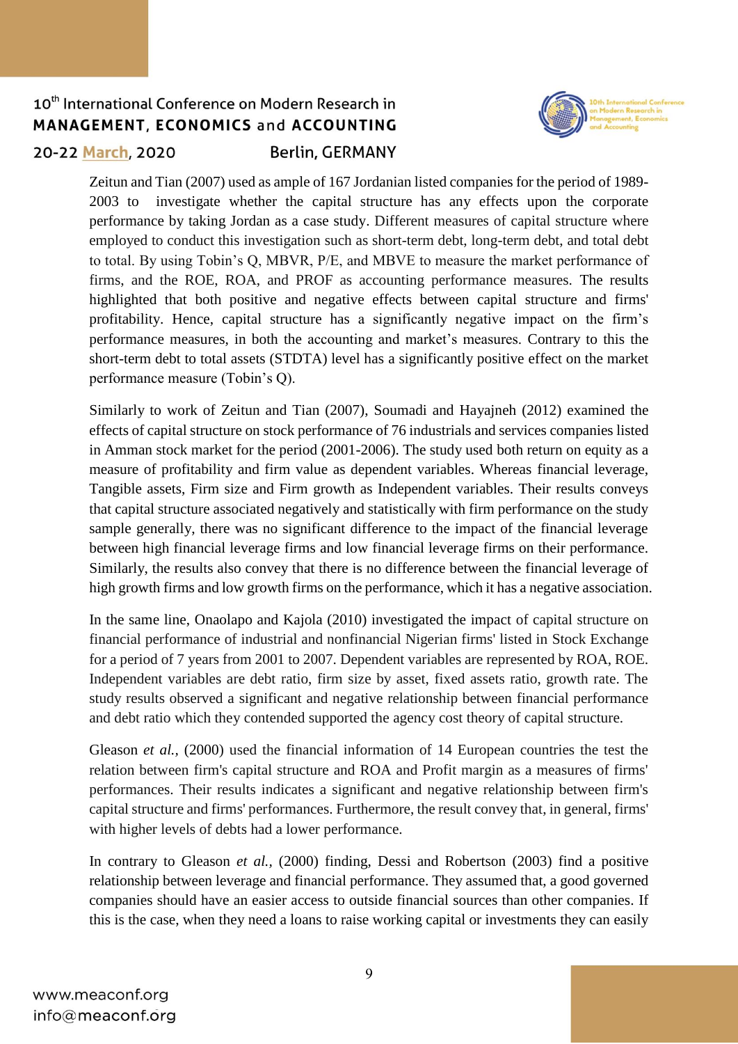Zeitun and Tian (2007) used as ample of 167 Jordanian listed companies for the period of 1989-2003 to investigate whether the capital structure has any effects upon the corporate performance by taking Jordan as a case study. Different measures of capital structure where employed to conduct this investigation such as short-term debt, long-term debt, and total debt to total. By using Tobin's Q, MBVR, P/E, and MBVE to measure the market performance of firms, and the ROE, ROA, and PROF as accounting performance measures. The results highlighted that both positive and negative effects between capital structure and firms' profitability. Hence, capital structure has a significantly negative impact on the firm's performance measures, in both the accounting and market's measures. Contrary to this the short-term debt to total assets (STDTA) level has a significantly positive effect on the market performance measure (Tobin's Q).

Similarly to work of Zeitun and Tian (2007), Soumadi and Hayajneh (2012) examined the effects of capital structure on stock performance of 76 industrials and services companies listed in Amman stock market for the period (2001-2006). The study used both return on equity as a measure of profitability and firm value as dependent variables. Whereas financial leverage, Tangible assets, Firm size and Firm growth as Independent variables. Their results conveys that capital structure associated negatively and statistically with firm performance on the study sample generally, there was no significant difference to the impact of the financial leverage between high financial leverage firms and low financial leverage firms on their performance. Similarly, the results also convey that there is no difference between the financial leverage of high growth firms and low growth firms on the performance, which it has a negative association.

In the same line, Onaolapo and Kajola (2010) investigated the impact of capital structure on financial performance of industrial and nonfinancial Nigerian firms' listed in Stock Exchange for a period of 7 years from 2001 to 2007. Dependent variables are represented by ROA, ROE. Independent variables are debt ratio, firm size by asset, fixed assets ratio, growth rate. The study results observed a significant and negative relationship between financial performance and debt ratio which they contended supported the agency cost theory of capital structure.

Gleason *et al.,* (2000) used the financial information of 14 European countries the test the relation between firm's capital structure and ROA and Profit margin as a measures of firms' performances. Their results indicates a significant and negative relationship between firm's capital structure and firms' performances. Furthermore, the result convey that, in general, firms' with higher levels of debts had a lower performance.

In contrary to Gleason *et al.,* (2000) finding, Dessi and Robertson (2003) find a positive relationship between leverage and financial performance. They assumed that, a good governed companies should have an easier access to outside financial sources than other companies. If this is the case, when they need a loans to raise working capital or investments they can easily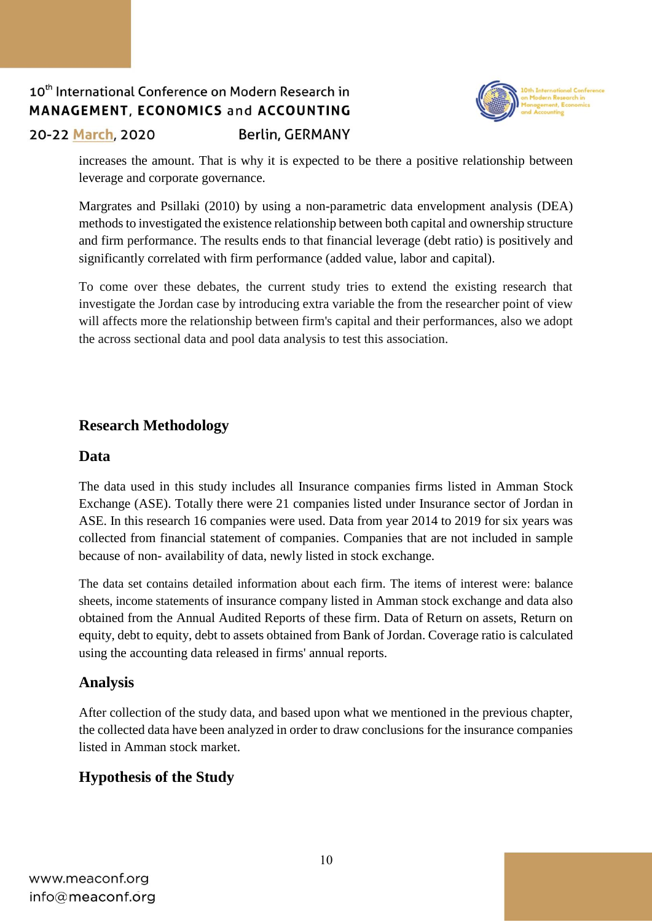increases the amount. That is why it is expected to be there a positive relationship between leverage and corporate governance.

Margrates and Psillaki (2010) by using a non-parametric data envelopment analysis (DEA) methods to investigated the existence relationship between both capital and ownership structure and firm performance. The results ends to that financial leverage (debt ratio) is positively and significantly correlated with firm performance (added value, labor and capital).

To come over these debates, the current study tries to extend the existing research that investigate the Jordan case by introducing extra variable the from the researcher point of view will affects more the relationship between firm's capital and their performances, also we adopt the across sectional data and pool data analysis to test this association.

## Research Methodology

### Data

The data used in this study includes all Insurance companies firms listed in Amman Stock Exchange (ASE). Totally there were 21 companies listed under Insurance sector of Jordan in ASE. In this research 16 companies were used. Data from year 2014 to 2019 for six years was collected from financial statement of companies. Companies that are not included in sample because of non- availability of data, newly listed in stock exchange.

The data set contains detailed information about each firm. The items of interest were: balance sheets, income statements of insurance company listed in Amman stock exchange and data also obtained from the Annual Audited Reports of these firm. Data of Return on assets, Return on equity, debt to equity, debt to assets obtained from Bank of Jordan. Coverage ratio is calculated using the accounting data released in firms' annual reports.

### Analysis

After collection of the study data, and based upon what we mentioned in the previous chapter, the collected data have been analyzed in order to draw conclusions for the insurance companies listed in Amman stock market.

### Hypothesis of the Study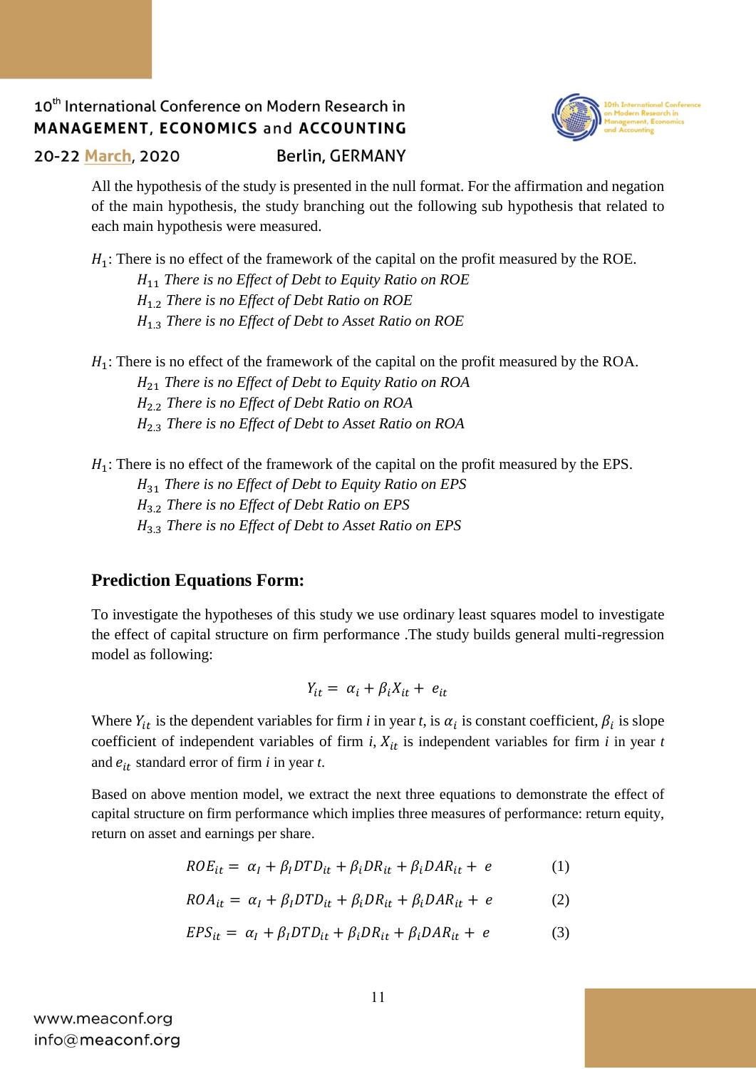All the hypothesis of the study is presented in the null format. For the affirmation and negation of the main hypothesis, the study branching out the following sub hypothesis that related to each main hypothesis were measured.

$H_1$: There is no effect of the framework of the capital on the profit measured by the ROE.

> $H_{11}$ *There is no Effect of Debt to Equity Ratio on ROE*
> $H_{1.2}$ *There is no Effect of Debt Ratio on ROE*
> $H_{1.3}$ *There is no Effect of Debt to Asset Ratio on ROE*

$H_1$: There is no effect of the framework of the capital on the profit measured by the ROA.

> $H_{21}$ *There is no Effect of Debt to Equity Ratio on ROA*
> $H_{2.2}$ *There is no Effect of Debt Ratio on ROA*
> $H_{2.3}$ *There is no Effect of Debt to Asset Ratio on ROA*

$H_1$: There is no effect of the framework of the capital on the profit measured by the EPS.

> $H_{31}$ *There is no Effect of Debt to Equity Ratio on EPS*
> $H_{3.2}$ *There is no Effect of Debt Ratio on EPS*
> $H_{3.3}$ *There is no Effect of Debt to Asset Ratio on EPS*

## Prediction Equations Form:

To investigate the hypotheses of this study we use ordinary least squares model to investigate the effect of capital structure on firm performance .The study builds general multi-regression model as following:

$$Y_{it} = \alpha_i + \beta_i X_{it} + e_{it}$$

Where $Y_{it}$ is the dependent variables for firm *i* in year *t*, is $\alpha_i$ is constant coefficient, $\beta_i$ is slope coefficient of independent variables of firm *i*, $X_{it}$ is independent variables for firm *i* in year *t* and $e_{it}$ standard error of firm *i* in year *t*.

Based on above mention model, we extract the next three equations to demonstrate the effect of capital structure on firm performance which implies three measures of performance: return equity, return on asset and earnings per share.

$$ROE_{it} = \alpha_I + \beta_I DTD_{it} + \beta_i DR_{it} + \beta_i DAR_{it} + e \qquad (1)$$

$$ROA_{it} = \alpha_I + \beta_I DTD_{it} + \beta_i DR_{it} + \beta_i DAR_{it} + e \qquad (2)$$

$$EPS_{it} = \alpha_I + \beta_I DTD_{it} + \beta_i DR_{it} + \beta_i DAR_{it} + e \qquad (3)$$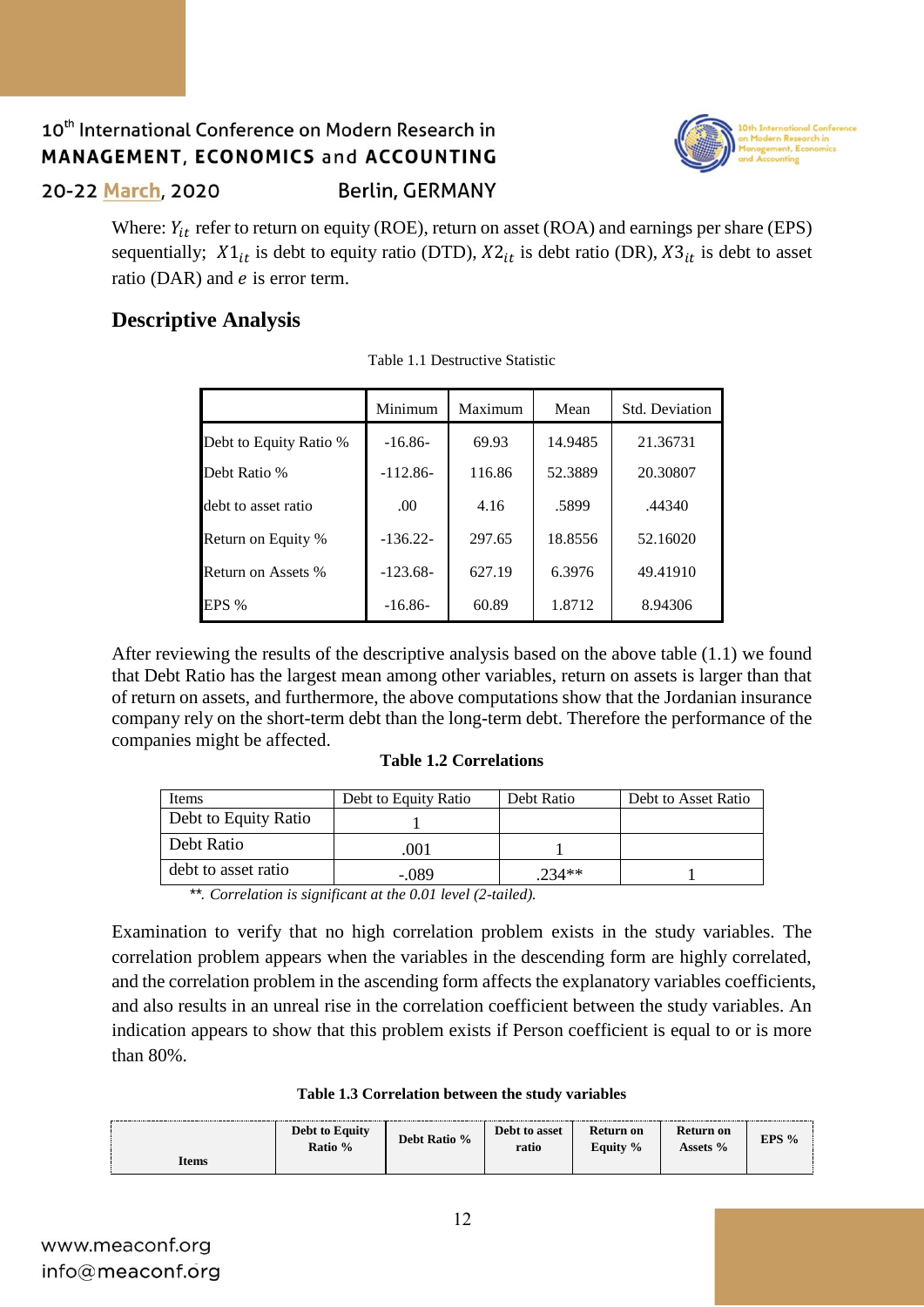Where: $Y_{it}$ refer to return on equity (ROE), return on asset (ROA) and earnings per share (EPS) sequentially; $X1_{it}$ is debt to equity ratio (DTD), $X2_{it}$ is debt ratio (DR), $X3_{it}$ is debt to asset ratio (DAR) and $e$ is error term.

## Descriptive Analysis

Table 1.1 Destructive Statistic

| | Minimum | Maximum | Mean | Std. Deviation |
|---|---|---|---|---|
| Debt to Equity Ratio % | -16.86- | 69.93 | 14.9485 | 21.36731 |
| Debt Ratio % | -112.86- | 116.86 | 52.3889 | 20.30807 |
| debt to asset ratio | .00 | 4.16 | .5899 | .44340 |
| Return on Equity % | -136.22- | 297.65 | 18.8556 | 52.16020 |
| Return on Assets % | -123.68- | 627.19 | 6.3976 | 49.41910 |
| EPS % | -16.86- | 60.89 | 1.8712 | 8.94306 |

After reviewing the results of the descriptive analysis based on the above table (1.1) we found that Debt Ratio has the largest mean among other variables, return on assets is larger than that of return on assets, and furthermore, the above computations show that the Jordanian insurance company rely on the short-term debt than the long-term debt. Therefore the performance of the companies might be affected.

**Table 1.2 Correlations**

| Items | Debt to Equity Ratio | Debt Ratio | Debt to Asset Ratio |
|---|---|---|---|
| Debt to Equity Ratio | 1 | | |
| Debt Ratio | .001 | 1 | |
| debt to asset ratio | -.089 | .234** | 1 |

*\*\*. Correlation is significant at the 0.01 level (2-tailed).*

Examination to verify that no high correlation problem exists in the study variables. The correlation problem appears when the variables in the descending form are highly correlated, and the correlation problem in the ascending form affects the explanatory variables coefficients, and also results in an unreal rise in the correlation coefficient between the study variables. An indication appears to show that this problem exists if Person coefficient is equal to or is more than 80%.

**Table 1.3 Correlation between the study variables**

| Items | Debt to Equity Ratio % | Debt Ratio % | Debt to asset ratio | Return on Equity % | Return on Assets % | EPS % |
|---|---|---|---|---|---|---|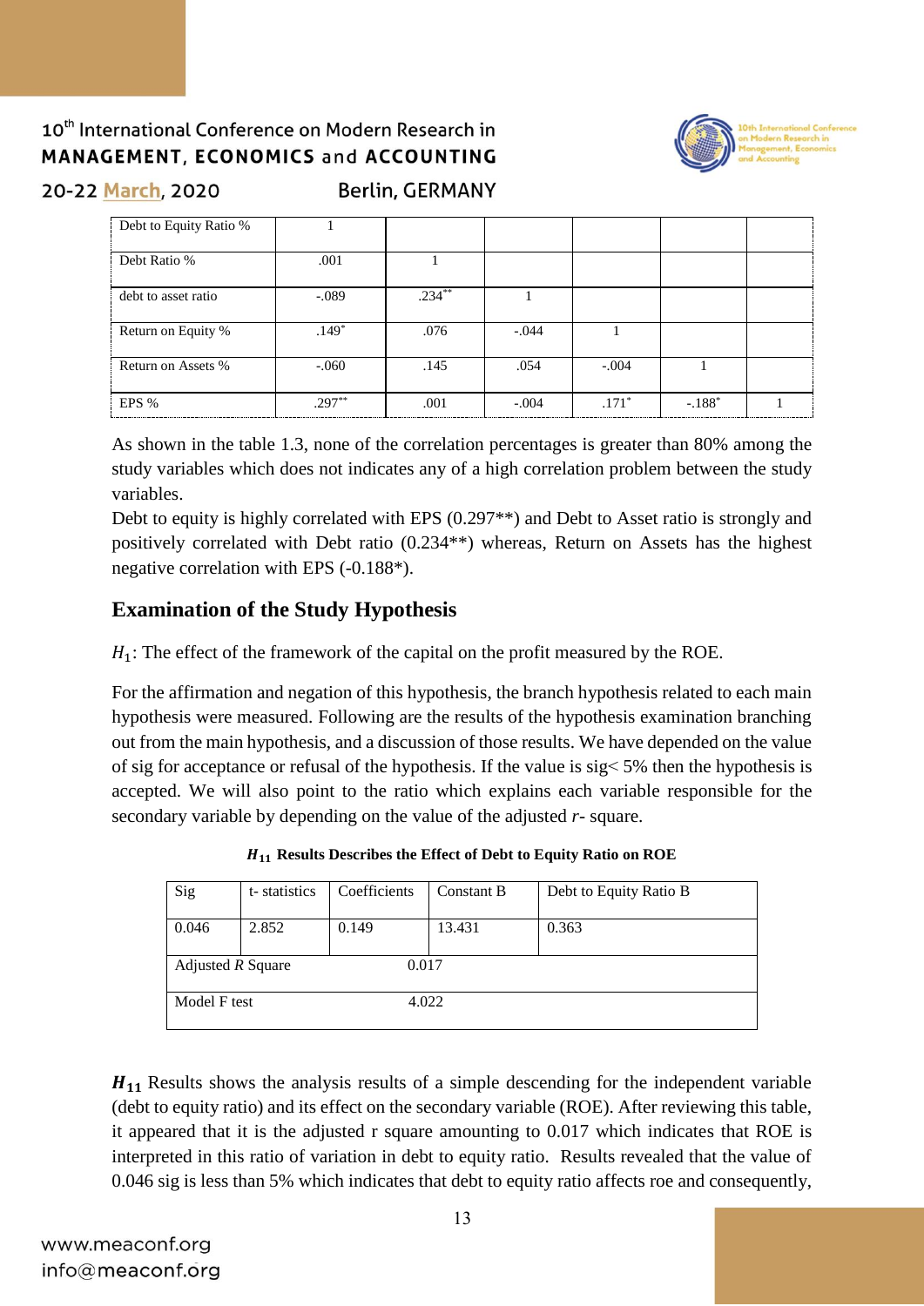| Debt to Equity Ratio % | 1 | | | | | |
|---|---|---|---|---|---|---|
| Debt Ratio % | .001 | 1 | | | | |
| debt to asset ratio | -.089 | .234** | 1 | | | |
| Return on Equity % | .149* | .076 | -.044 | 1 | | |
| Return on Assets % | -.060 | .145 | .054 | -.004 | 1 | |
| EPS % | .297** | .001 | -.004 | .171* | -.188* | 1 |

As shown in the table 1.3, none of the correlation percentages is greater than 80% among the study variables which does not indicates any of a high correlation problem between the study variables.

Debt to equity is highly correlated with EPS (0.297**) and Debt to Asset ratio is strongly and positively correlated with Debt ratio (0.234**) whereas, Return on Assets has the highest negative correlation with EPS (-0.188*).

## Examination of the Study Hypothesis

$H_1$: The effect of the framework of the capital on the profit measured by the ROE.

For the affirmation and negation of this hypothesis, the branch hypothesis related to each main hypothesis were measured. Following are the results of the hypothesis examination branching out from the main hypothesis, and a discussion of those results. We have depended on the value of sig for acceptance or refusal of the hypothesis. If the value is sig< 5% then the hypothesis is accepted. We will also point to the ratio which explains each variable responsible for the secondary variable by depending on the value of the adjusted *r*- square.

**$H_{11}$ Results Describes the Effect of Debt to Equity Ratio on ROE**

| Sig | t- statistics | Coefficients | Constant B | Debt to Equity Ratio B |
|---|---|---|---|---|
| 0.046 | 2.852 | 0.149 | 13.431 | 0.363 |
| Adjusted *R* Square | | 0.017 | | |
| Model F test | | 4.022 | | |

**$H_{11}$** Results shows the analysis results of a simple descending for the independent variable (debt to equity ratio) and its effect on the secondary variable (ROE). After reviewing this table, it appeared that it is the adjusted r square amounting to 0.017 which indicates that ROE is interpreted in this ratio of variation in debt to equity ratio. Results revealed that the value of 0.046 sig is less than 5% which indicates that debt to equity ratio affects roe and consequently,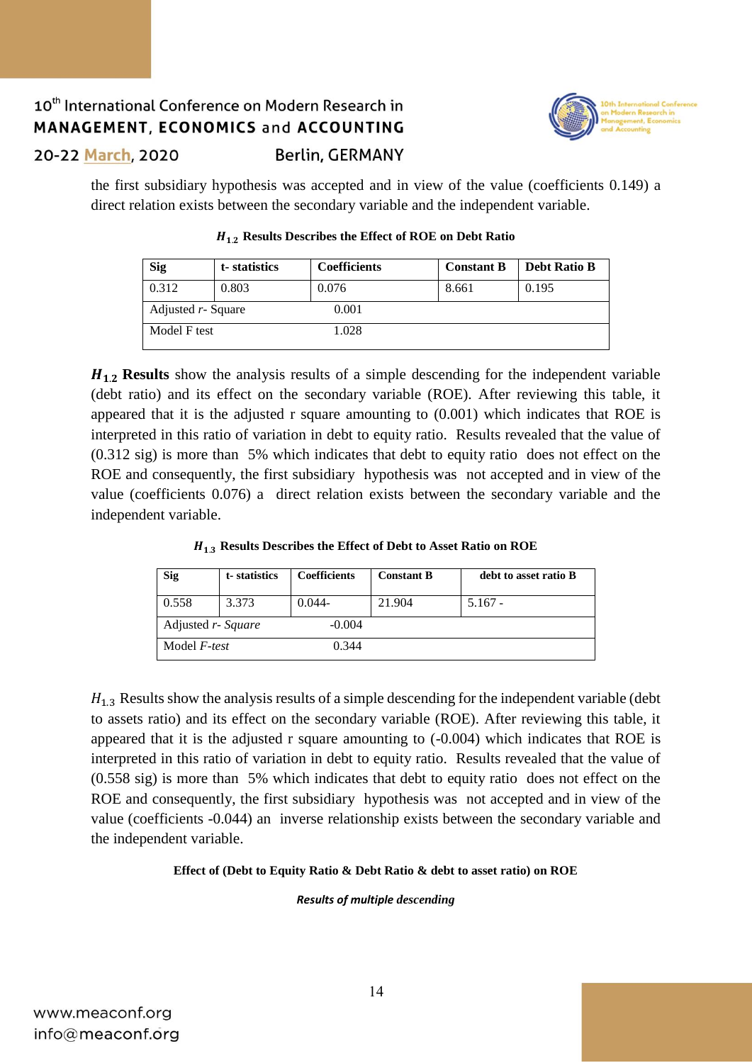the first subsidiary hypothesis was accepted and in view of the value (coefficients 0.149) a direct relation exists between the secondary variable and the independent variable.

**$H_{1.2}$ Results Describes the Effect of ROE on Debt Ratio**

| Sig | t- statistics | Coefficients | Constant B | Debt Ratio B |
|---|---|---|---|---|
| 0.312 | 0.803 | 0.076 | 8.661 | 0.195 |
| Adjusted *r*- Square | | 0.001 | | |
| Model F test | | 1.028 | | |

**$H_{1.2}$ Results** show the analysis results of a simple descending for the independent variable (debt ratio) and its effect on the secondary variable (ROE). After reviewing this table, it appeared that it is the adjusted r square amounting to (0.001) which indicates that ROE is interpreted in this ratio of variation in debt to equity ratio. Results revealed that the value of (0.312 sig) is more than 5% which indicates that debt to equity ratio does not effect on the ROE and consequently, the first subsidiary hypothesis was not accepted and in view of the value (coefficients 0.076) a direct relation exists between the secondary variable and the independent variable.

**$H_{1.3}$ Results Describes the Effect of Debt to Asset Ratio on ROE**

| Sig | t- statistics | Coefficients | Constant B | debt to asset ratio B |
|---|---|---|---|---|
| 0.558 | 3.373 | 0.044- | 21.904 | 5.167 - |
| Adjusted *r- Square* | | -0.004 | | |
| Model *F-test* | | 0.344 | | |

$H_{1.3}$ Results show the analysis results of a simple descending for the independent variable (debt to assets ratio) and its effect on the secondary variable (ROE). After reviewing this table, it appeared that it is the adjusted r square amounting to (-0.004) which indicates that ROE is interpreted in this ratio of variation in debt to equity ratio. Results revealed that the value of (0.558 sig) is more than 5% which indicates that debt to equity ratio does not effect on the ROE and consequently, the first subsidiary hypothesis was not accepted and in view of the value (coefficients -0.044) an inverse relationship exists between the secondary variable and the independent variable.

**Effect of (Debt to Equity Ratio & Debt Ratio & debt to asset ratio) on ROE**

***Results of multiple descending***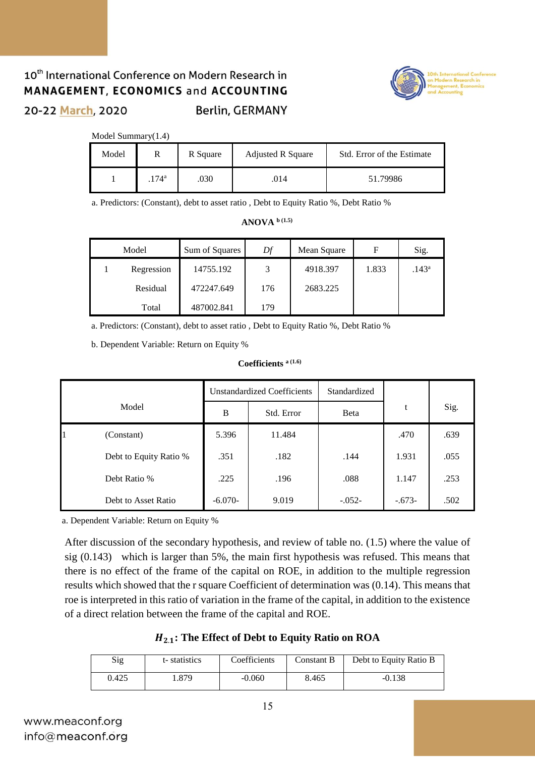Model Summary(1.4)

| Model | R | R Square | Adjusted R Square | Std. Error of the Estimate |
|---|---|---|---|---|
| 1 | .174[a] | .030 | .014 | 51.79986 |

a. Predictors: (Constant), debt to asset ratio , Debt to Equity Ratio %, Debt Ratio %

**ANOVA** [b (1.5)]

| Model | | Sum of Squares | *Df* | Mean Square | F | Sig. |
|---|---|---|---|---|---|---|
| 1 | Regression | 14755.192 | 3 | 4918.397 | 1.833 | .143[a] |
| | Residual | 472247.649 | 176 | 2683.225 | | |
| | Total | 487002.841 | 179 | | | |

a. Predictors: (Constant), debt to asset ratio , Debt to Equity Ratio %, Debt Ratio %

b. Dependent Variable: Return on Equity %

**Coefficients** [a (1.6)]

| Model | | Unstandardized Coefficients | | Standardized | t | Sig. |
|---|---|---|---|---|---|---|
| | | B | Std. Error | Beta | | |
| 1 | (Constant) | 5.396 | 11.484 | | .470 | .639 |
| | Debt to Equity Ratio % | .351 | .182 | .144 | 1.931 | .055 |
| | Debt Ratio % | .225 | .196 | .088 | 1.147 | .253 |
| | Debt to Asset Ratio | -6.070- | 9.019 | -.052- | -.673- | .502 |

a. Dependent Variable: Return on Equity %

After discussion of the secondary hypothesis, and review of table no. (1.5) where the value of sig (0.143) which is larger than 5%, the main first hypothesis was refused. This means that there is no effect of the frame of the capital on ROE, in addition to the multiple regression results which showed that the r square Coefficient of determination was (0.14). This means that roe is interpreted in this ratio of variation in the frame of the capital, in addition to the existence of a direct relation between the frame of the capital and ROE.

### $H_{2.1}$: The Effect of Debt to Equity Ratio on ROA

| Sig | t- statistics | Coefficients | Constant B | Debt to Equity Ratio B |
|---|---|---|---|---|
| 0.425 | 1.879 | -0.060 | 8.465 | -0.138 |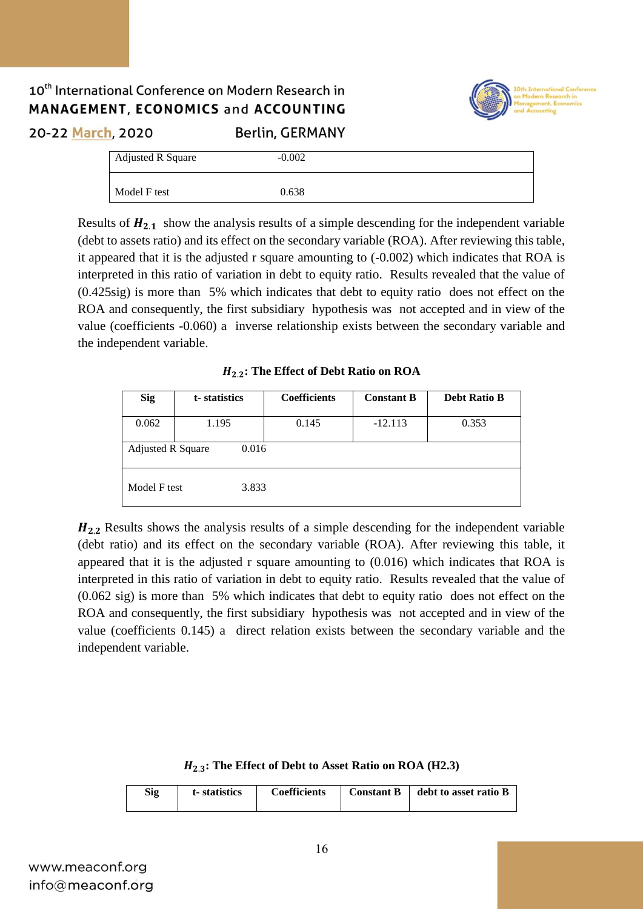| Adjusted R Square | -0.002 |
| --- | --- |
| Model F test | 0.638 |

Results of $H_{2.1}$ show the analysis results of a simple descending for the independent variable (debt to assets ratio) and its effect on the secondary variable (ROA). After reviewing this table, it appeared that it is the adjusted r square amounting to (-0.002) which indicates that ROA is interpreted in this ratio of variation in debt to equity ratio. Results revealed that the value of (0.425sig) is more than 5% which indicates that debt to equity ratio does not effect on the ROA and consequently, the first subsidiary hypothesis was not accepted and in view of the value (coefficients -0.060) a inverse relationship exists between the secondary variable and the independent variable.

**$H_{2.2}$: The Effect of Debt Ratio on ROA**

| Sig | t- statistics | Coefficients | Constant B | Debt Ratio B |
| --- | --- | --- | --- | --- |
| 0.062 | 1.195 | 0.145 | -12.113 | 0.353 |
| Adjusted R Square | 0.016 | | | |
| Model F test | 3.833 | | | |

**$H_{2.2}$** Results shows the analysis results of a simple descending for the independent variable (debt ratio) and its effect on the secondary variable (ROA). After reviewing this table, it appeared that it is the adjusted r square amounting to (0.016) which indicates that ROA is interpreted in this ratio of variation in debt to equity ratio. Results revealed that the value of (0.062 sig) is more than 5% which indicates that debt to equity ratio does not effect on the ROA and consequently, the first subsidiary hypothesis was not accepted and in view of the value (coefficients 0.145) a direct relation exists between the secondary variable and the independent variable.

**$H_{2.3}$: The Effect of Debt to Asset Ratio on ROA (H2.3)**

| Sig | t- statistics | Coefficients | Constant B | debt to asset ratio B |
| --- | --- | --- | --- | --- |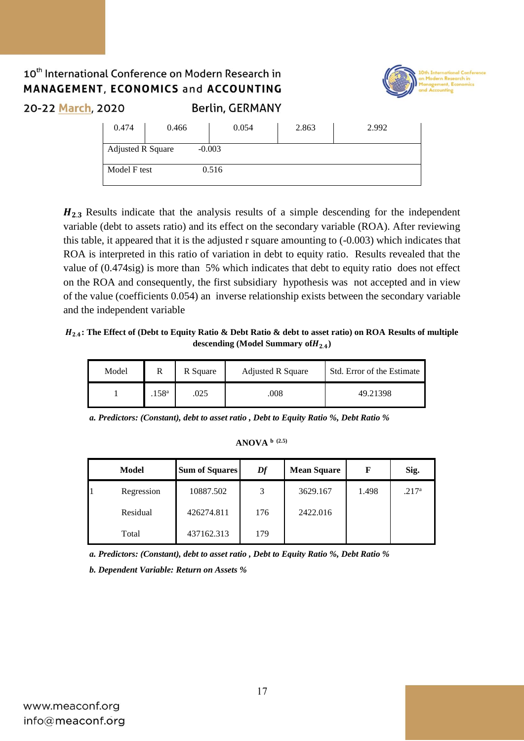| 0.474 | 0.466 | 0.054 | 2.863 | 2.992 |
|---|---|---|---|---|
| Adjusted R Square | -0.003 | | | |
| Model F test | 0.516 | | | |

$H_{2.3}$ Results indicate that the analysis results of a simple descending for the independent variable (debt to assets ratio) and its effect on the secondary variable (ROA). After reviewing this table, it appeared that it is the adjusted r square amounting to (-0.003) which indicates that ROA is interpreted in this ratio of variation in debt to equity ratio. Results revealed that the value of (0.474sig) is more than 5% which indicates that debt to equity ratio does not effect on the ROA and consequently, the first subsidiary hypothesis was not accepted and in view of the value (coefficients 0.054) an inverse relationship exists between the secondary variable and the independent variable

**$H_{2.4}$: The Effect of (Debt to Equity Ratio & Debt Ratio & debt to asset ratio) on ROA Results of multiple descending (Model Summary of $H_{2.4}$)**

| Model | R | R Square | Adjusted R Square | Std. Error of the Estimate |
|---|---|---|---|---|
| 1 | .158[a] | .025 | .008 | 49.21398 |

*a. Predictors: (Constant), debt to asset ratio , Debt to Equity Ratio %, Debt Ratio %*

**ANOVA [b] (2.5)**

| Model | | Sum of Squares | *Df* | Mean Square | F | Sig. |
|---|---|---|---|---|---|---|
| 1 | Regression | 10887.502 | 3 | 3629.167 | 1.498 | .217[a] |
| | Residual | 426274.811 | 176 | 2422.016 | | |
| | Total | 437162.313 | 179 | | | |

*a. Predictors: (Constant), debt to asset ratio , Debt to Equity Ratio %, Debt Ratio %*

*b. Dependent Variable: Return on Assets %*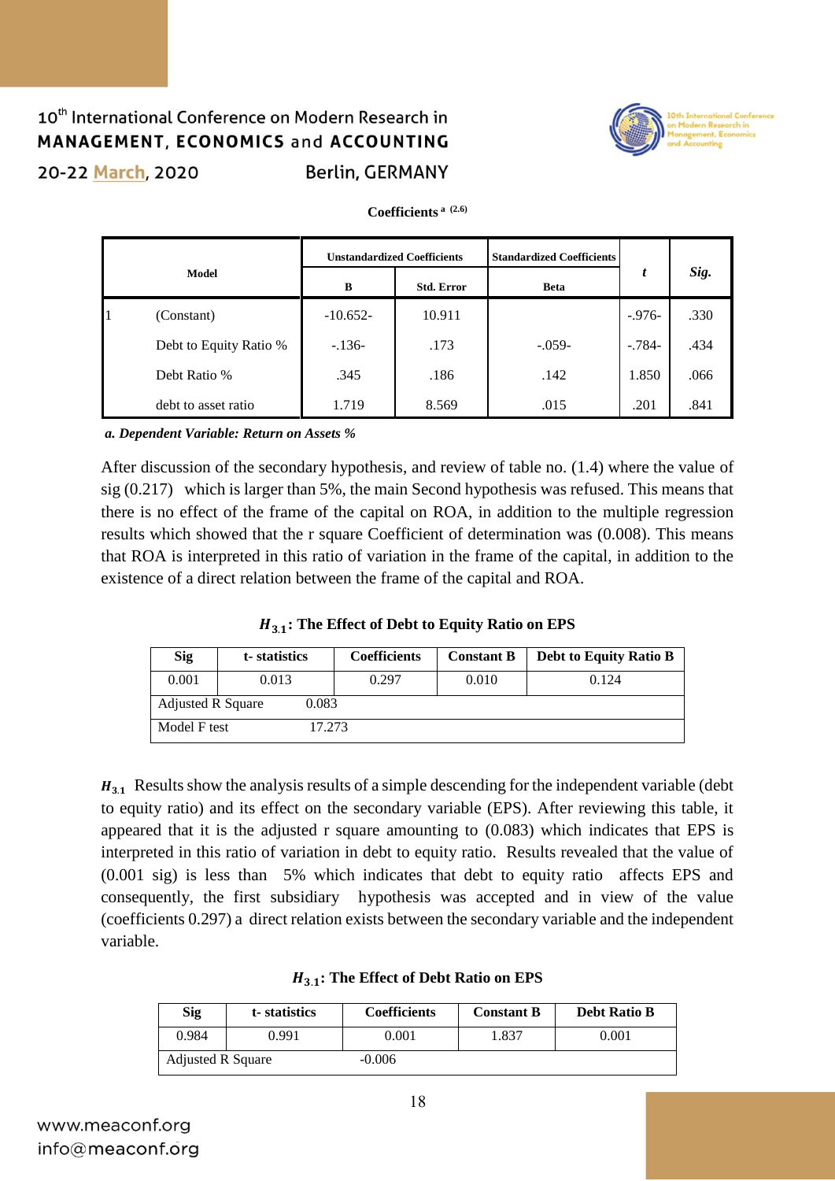**Coefficients [a] (2.6)**

| Model | | Unstandardized Coefficients | | Standardized Coefficients | t | Sig. |
|---|---|---|---|---|---|---|
| | | B | Std. Error | Beta | | |
| 1 | (Constant) | -10.652- | 10.911 | | -.976- | .330 |
| | Debt to Equity Ratio % | -.136- | .173 | -.059- | -.784- | .434 |
| | Debt Ratio % | .345 | .186 | .142 | 1.850 | .066 |
| | debt to asset ratio | 1.719 | 8.569 | .015 | .201 | .841 |

*a. Dependent Variable: Return on Assets %*

After discussion of the secondary hypothesis, and review of table no. (1.4) where the value of sig (0.217) which is larger than 5%, the main Second hypothesis was refused. This means that there is no effect of the frame of the capital on ROA, in addition to the multiple regression results which showed that the r square Coefficient of determination was (0.008). This means that ROA is interpreted in this ratio of variation in the frame of the capital, in addition to the existence of a direct relation between the frame of the capital and ROA.

**$H_{3.1}$: The Effect of Debt to Equity Ratio on EPS**

| Sig | t- statistics | Coefficients | Constant B | Debt to Equity Ratio B |
|---|---|---|---|---|
| 0.001 | 0.013 | 0.297 | 0.010 | 0.124 |
| Adjusted R Square | 0.083 | | | |
| Model F test | 17.273 | | | |

$H_{3.1}$ Results show the analysis results of a simple descending for the independent variable (debt to equity ratio) and its effect on the secondary variable (EPS). After reviewing this table, it appeared that it is the adjusted r square amounting to (0.083) which indicates that EPS is interpreted in this ratio of variation in debt to equity ratio. Results revealed that the value of (0.001 sig) is less than 5% which indicates that debt to equity ratio affects EPS and consequently, the first subsidiary hypothesis was accepted and in view of the value (coefficients 0.297) a direct relation exists between the secondary variable and the independent variable.

**$H_{3.1}$: The Effect of Debt Ratio on EPS**

| Sig | t- statistics | Coefficients | Constant B | Debt Ratio B |
|---|---|---|---|---|
| 0.984 | 0.991 | 0.001 | 1.837 | 0.001 |
| Adjusted R Square | | -0.006 | | |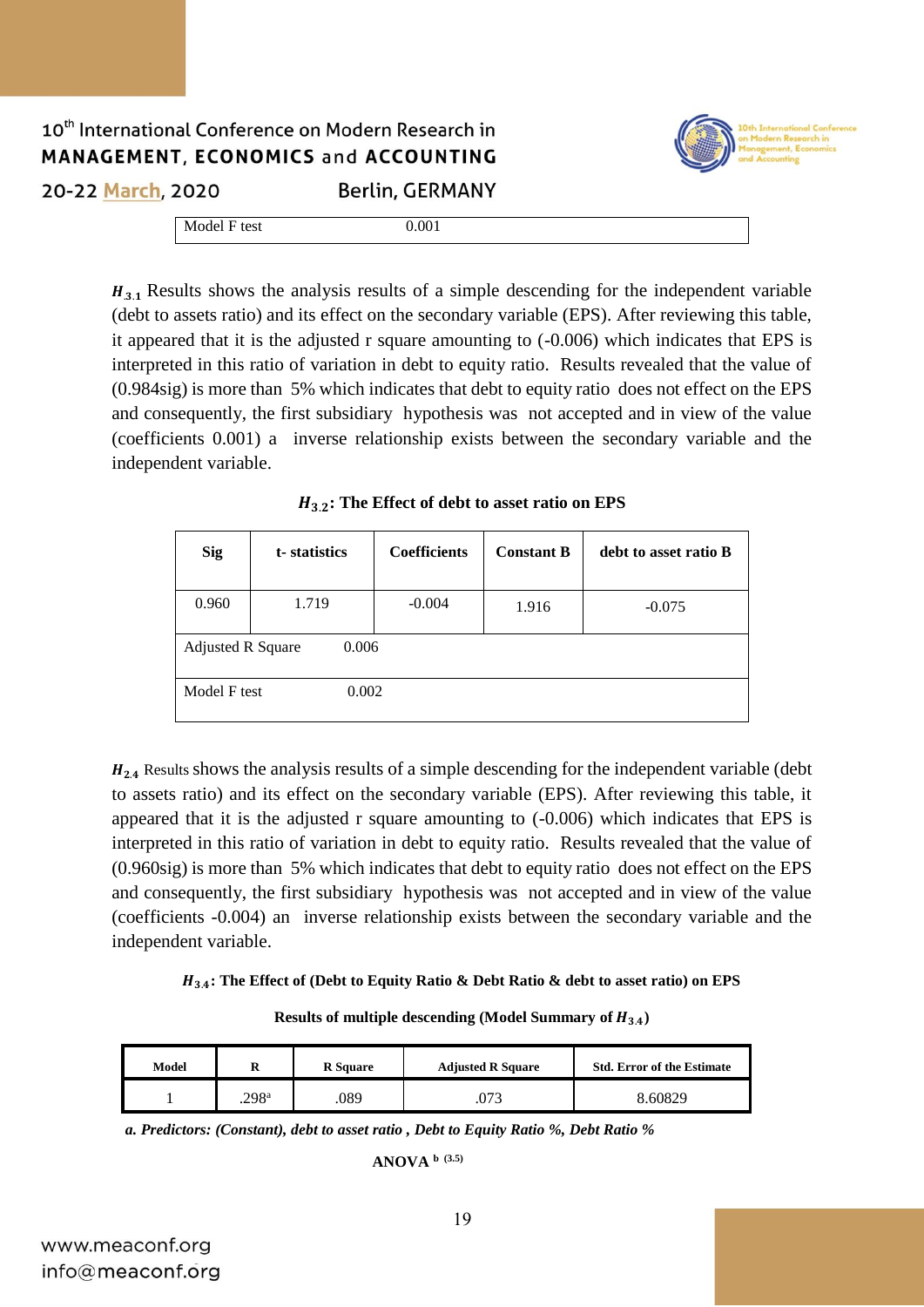| Model F test | 0.001 |
|---|---|

$H_{3.1}$ Results shows the analysis results of a simple descending for the independent variable (debt to assets ratio) and its effect on the secondary variable (EPS). After reviewing this table, it appeared that it is the adjusted r square amounting to (-0.006) which indicates that EPS is interpreted in this ratio of variation in debt to equity ratio. Results revealed that the value of (0.984sig) is more than 5% which indicates that debt to equity ratio does not effect on the EPS and consequently, the first subsidiary hypothesis was not accepted and in view of the value (coefficients 0.001) a inverse relationship exists between the secondary variable and the independent variable.

**$H_{3.2}$: The Effect of debt to asset ratio on EPS**

| Sig | t- statistics | Coefficients | Constant B | debt to asset ratio B |
|---|---|---|---|---|
| 0.960 | 1.719 | -0.004 | 1.916 | -0.075 |
| Adjusted R Square | 0.006 | | | |
| Model F test | 0.002 | | | |

$H_{2.4}$ Results shows the analysis results of a simple descending for the independent variable (debt to assets ratio) and its effect on the secondary variable (EPS). After reviewing this table, it appeared that it is the adjusted r square amounting to (-0.006) which indicates that EPS is interpreted in this ratio of variation in debt to equity ratio. Results revealed that the value of (0.960sig) is more than 5% which indicates that debt to equity ratio does not effect on the EPS and consequently, the first subsidiary hypothesis was not accepted and in view of the value (coefficients -0.004) an inverse relationship exists between the secondary variable and the independent variable.

**$H_{3.4}$: The Effect of (Debt to Equity Ratio & Debt Ratio & debt to asset ratio) on EPS**

**Results of multiple descending (Model Summary of $H_{3.4}$)**

| Model | R | R Square | Adjusted R Square | Std. Error of the Estimate |
|---|---|---|---|---|
| 1 | .298[a] | .089 | .073 | 8.60829 |

*a. Predictors: (Constant), debt to asset ratio , Debt to Equity Ratio %, Debt Ratio %*

**ANOVA [b] (3.5)**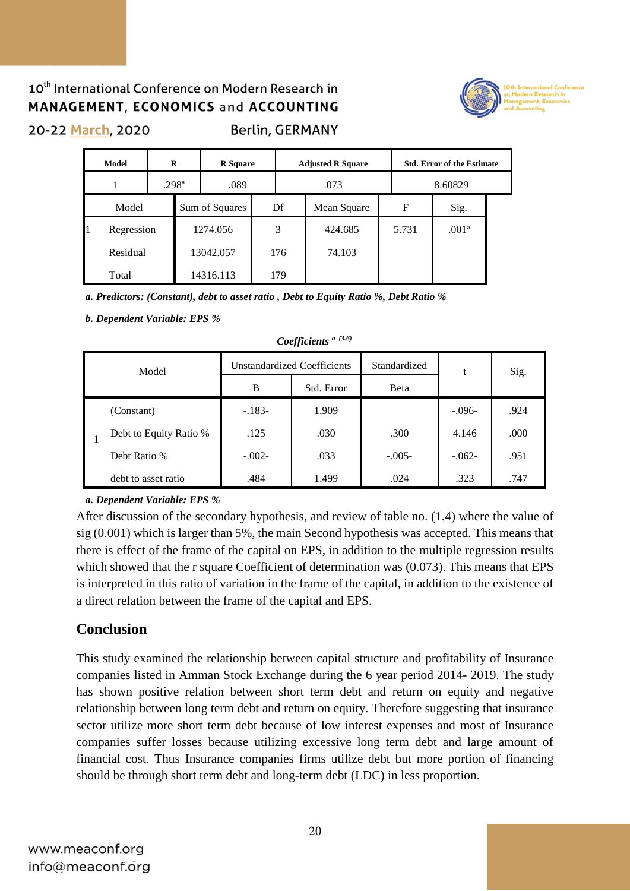| Model | R | R Square | Adjusted R Square | Std. Error of the Estimate |
|---|---|---|---|---|
| 1 | .298[a] | .089 | .073 | 8.60829 |

| Model | | Sum of Squares | Df | Mean Square | F | Sig. |
|---|---|---|---|---|---|---|
| 1 | Regression | 1274.056 | 3 | 424.685 | 5.731 | .001[a] |
| | Residual | 13042.057 | 176 | 74.103 | | |
| | Total | 14316.113 | 179 | | | |

*a. Predictors: (Constant), debt to asset ratio , Debt to Equity Ratio %, Debt Ratio %*

*b. Dependent Variable: EPS %*

***Coefficients** [a] [(3.6)]*

| Model | | Unstandardized Coefficients | | Standardized | t | Sig. |
|---|---|---|---|---|---|---|
| | | B | Std. Error | Beta | | |
| 1 | (Constant) | -.183- | 1.909 | | -.096- | .924 |
| | Debt to Equity Ratio % | .125 | .030 | .300 | 4.146 | .000 |
| | Debt Ratio % | -.002- | .033 | -.005- | -.062- | .951 |
| | debt to asset ratio | .484 | 1.499 | .024 | .323 | .747 |

*a. Dependent Variable: EPS %*

After discussion of the secondary hypothesis, and review of table no. (1.4) where the value of sig (0.001) which is larger than 5%, the main Second hypothesis was accepted. This means that there is effect of the frame of the capital on EPS, in addition to the multiple regression results which showed that the r square Coefficient of determination was (0.073). This means that EPS is interpreted in this ratio of variation in the frame of the capital, in addition to the existence of a direct relation between the frame of the capital and EPS.

## Conclusion

This study examined the relationship between capital structure and profitability of Insurance companies listed in Amman Stock Exchange during the 6 year period 2014- 2019. The study has shown positive relation between short term debt and return on equity and negative relationship between long term debt and return on equity. Therefore suggesting that insurance sector utilize more short term debt because of low interest expenses and most of Insurance companies suffer losses because utilizing excessive long term debt and large amount of financial cost. Thus Insurance companies firms utilize debt but more portion of financing should be through short term debt and long-term debt (LDC) in less proportion.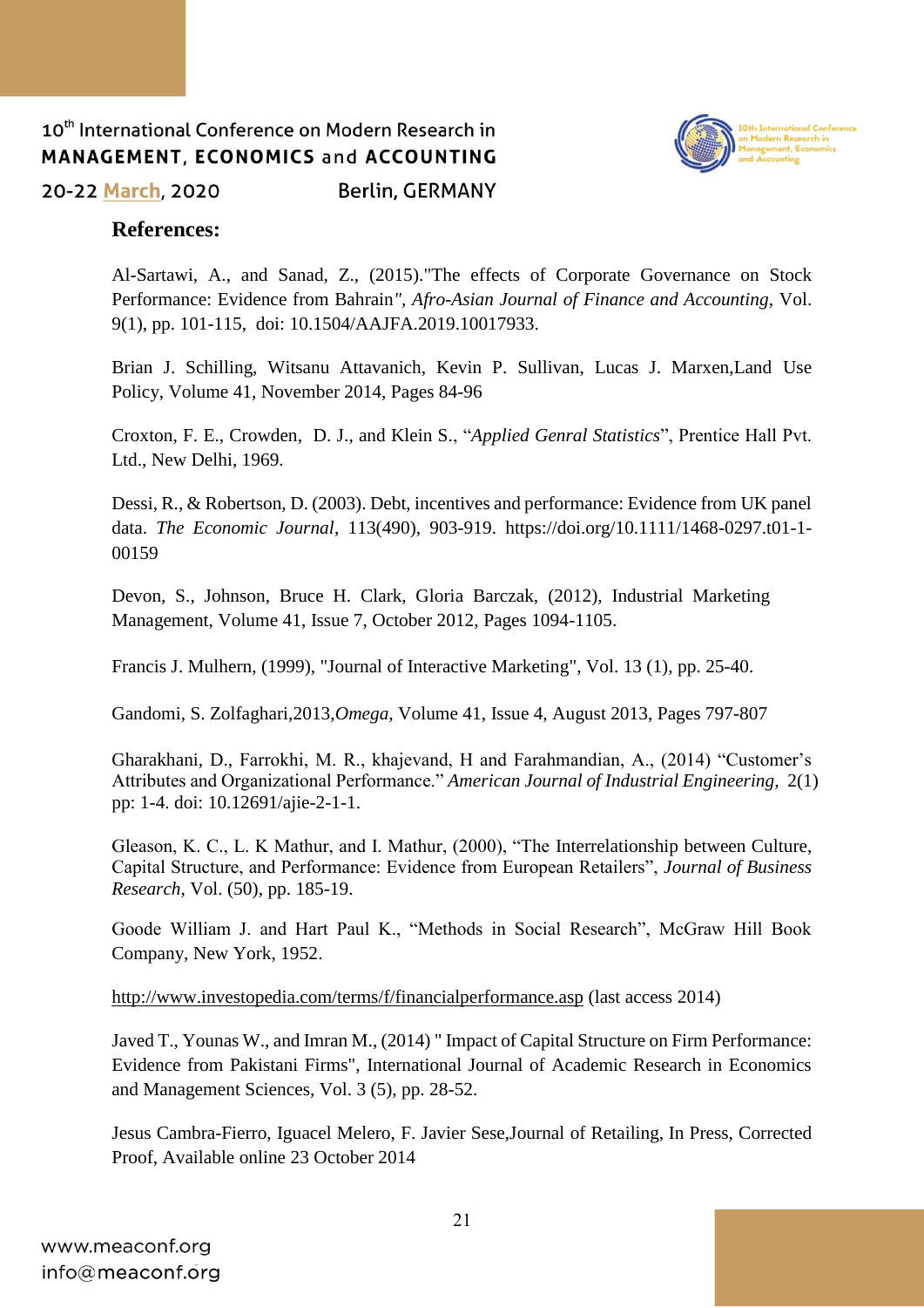## References:

Al-Sartawi, A., and Sanad, Z., (2015)."The effects of Corporate Governance on Stock Performance: Evidence from Bahrain", *Afro-Asian Journal of Finance and Accounting*, Vol. 9(1), pp. 101-115, doi: 10.1504/AAJFA.2019.10017933.

Brian J. Schilling, Witsanu Attavanich, Kevin P. Sullivan, Lucas J. Marxen,Land Use Policy, Volume 41, November 2014, Pages 84-96

Croxton, F. E., Crowden, D. J., and Klein S., "*Applied Genral Statistics*", Prentice Hall Pvt. Ltd., New Delhi, 1969.

Dessi, R., & Robertson, D. (2003). Debt, incentives and performance: Evidence from UK panel data. *The Economic Journal*, 113(490), 903-919. https://doi.org/10.1111/1468-0297.t01-1-00159

Devon, S., Johnson, Bruce H. Clark, Gloria Barczak, (2012), Industrial Marketing Management, Volume 41, Issue 7, October 2012, Pages 1094-1105.

Francis J. Mulhern, (1999), "Journal of Interactive Marketing", Vol. 13 (1), pp. 25-40.

Gandomi, S. Zolfaghari,2013,*Omega*, Volume 41, Issue 4, August 2013, Pages 797-807

Gharakhani, D., Farrokhi, M. R., khajevand, H and Farahmandian, A., (2014) "Customer's Attributes and Organizational Performance." *American Journal of Industrial Engineering,* 2(1) pp: 1-4. doi: 10.12691/ajie-2-1-1.

Gleason, K. C., L. K Mathur, and I. Mathur, (2000), "The Interrelationship between Culture, Capital Structure, and Performance: Evidence from European Retailers", *Journal of Business Research*, Vol. (50), pp. 185-19.

Goode William J. and Hart Paul K., "Methods in Social Research", McGraw Hill Book Company, New York, 1952.

http://www.investopedia.com/terms/f/financialperformance.asp (last access 2014)

Javed T., Younas W., and Imran M., (2014) " Impact of Capital Structure on Firm Performance: Evidence from Pakistani Firms", International Journal of Academic Research in Economics and Management Sciences, Vol. 3 (5), pp. 28-52.

Jesus Cambra-Fierro, Iguacel Melero, F. Javier Sese,Journal of Retailing, In Press, Corrected Proof, Available online 23 October 2014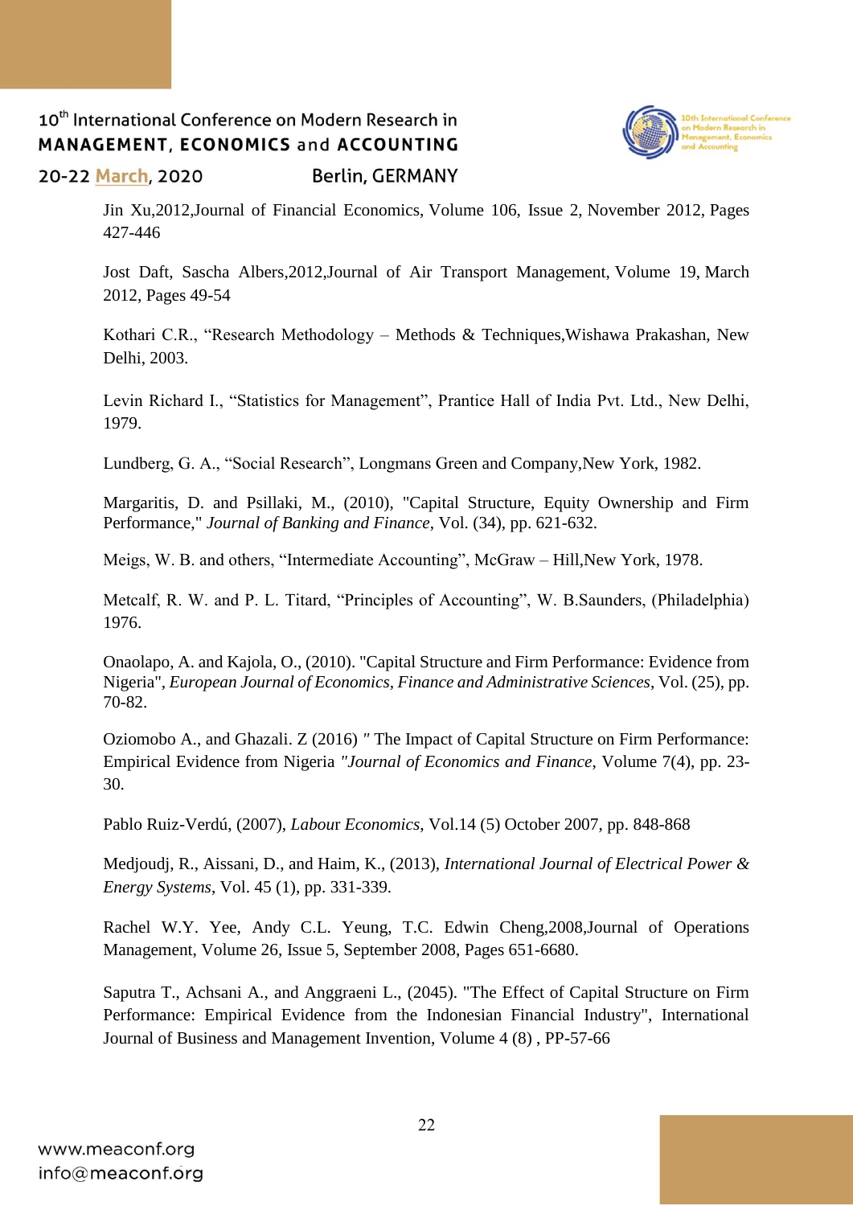Jin Xu,2012,Journal of Financial Economics, Volume 106, Issue 2, November 2012, Pages 427-446

Jost Daft, Sascha Albers,2012,Journal of Air Transport Management, Volume 19, March 2012, Pages 49-54

Kothari C.R., "Research Methodology – Methods & Techniques,Wishawa Prakashan, New Delhi, 2003.

Levin Richard I., "Statistics for Management", Prantice Hall of India Pvt. Ltd., New Delhi, 1979.

Lundberg, G. A., "Social Research", Longmans Green and Company,New York, 1982.

Margaritis, D. and Psillaki, M., (2010), "Capital Structure, Equity Ownership and Firm Performance," *Journal of Banking and Finance*, Vol. (34), pp. 621-632.

Meigs, W. B. and others, "Intermediate Accounting", McGraw – Hill,New York, 1978.

Metcalf, R. W. and P. L. Titard, "Principles of Accounting", W. B.Saunders, (Philadelphia) 1976.

Onaolapo, A. and Kajola, O., (2010). "Capital Structure and Firm Performance: Evidence from Nigeria", *European Journal of Economics, Finance and Administrative Sciences*, Vol. (25), pp. 70-82.

Oziomobo A., and Ghazali. Z (2016) *"* The Impact of Capital Structure on Firm Performance: Empirical Evidence from Nigeria *"Journal of Economics and Finance*, Volume 7(4), pp. 23-30.

Pablo Ruiz-Verdú, (2007), *Labour Economics*, Vol.14 (5) October 2007, pp. 848-868

Medjoudj, R., Aissani, D., and Haim, K., (2013), *International Journal of Electrical Power & Energy Systems*, Vol. 45 (1), pp. 331-339.

Rachel W.Y. Yee, Andy C.L. Yeung, T.C. Edwin Cheng,2008,Journal of Operations Management, Volume 26, Issue 5, September 2008, Pages 651-6680.

Saputra T., Achsani A., and Anggraeni L., (2045). "The Effect of Capital Structure on Firm Performance: Empirical Evidence from the Indonesian Financial Industry", International Journal of Business and Management Invention, Volume 4 (8) , PP-57-66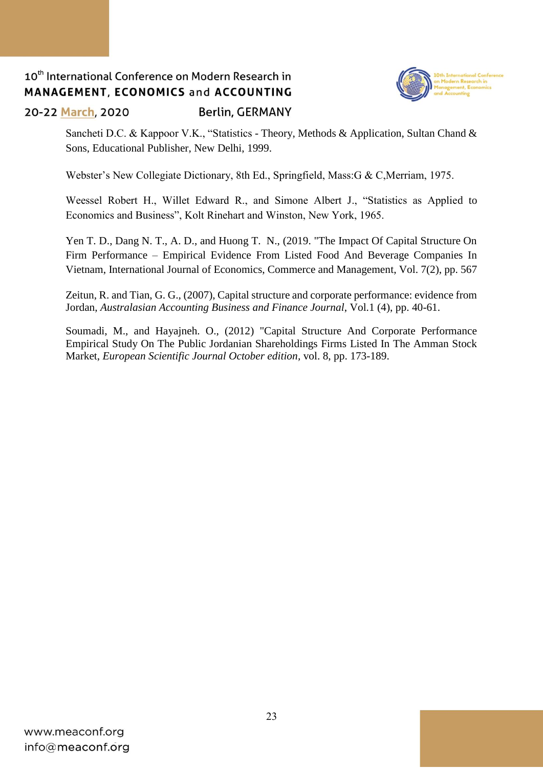Sancheti D.C. & Kappoor V.K., “Statistics - Theory, Methods & Application, Sultan Chand & Sons, Educational Publisher, New Delhi, 1999.

Webster’s New Collegiate Dictionary, 8th Ed., Springfield, Mass:G & C,Merriam, 1975.

Weessel Robert H., Willet Edward R., and Simone Albert J., “Statistics as Applied to Economics and Business”, Kolt Rinehart and Winston, New York, 1965.

Yen T. D., Dang N. T., A. D., and Huong T. N., (2019. "The Impact Of Capital Structure On Firm Performance – Empirical Evidence From Listed Food And Beverage Companies In Vietnam, International Journal of Economics, Commerce and Management, Vol. 7(2), pp. 567

Zeitun, R. and Tian, G. G., (2007), Capital structure and corporate performance: evidence from Jordan, *Australasian Accounting Business and Finance Journal*, Vol.1 (4), pp. 40-61.

Soumadi, M., and Hayajneh. O., (2012) "Capital Structure And Corporate Performance Empirical Study On The Public Jordanian Shareholdings Firms Listed In The Amman Stock Market, *European Scientific Journal October edition*, vol. 8, pp. 173-189.